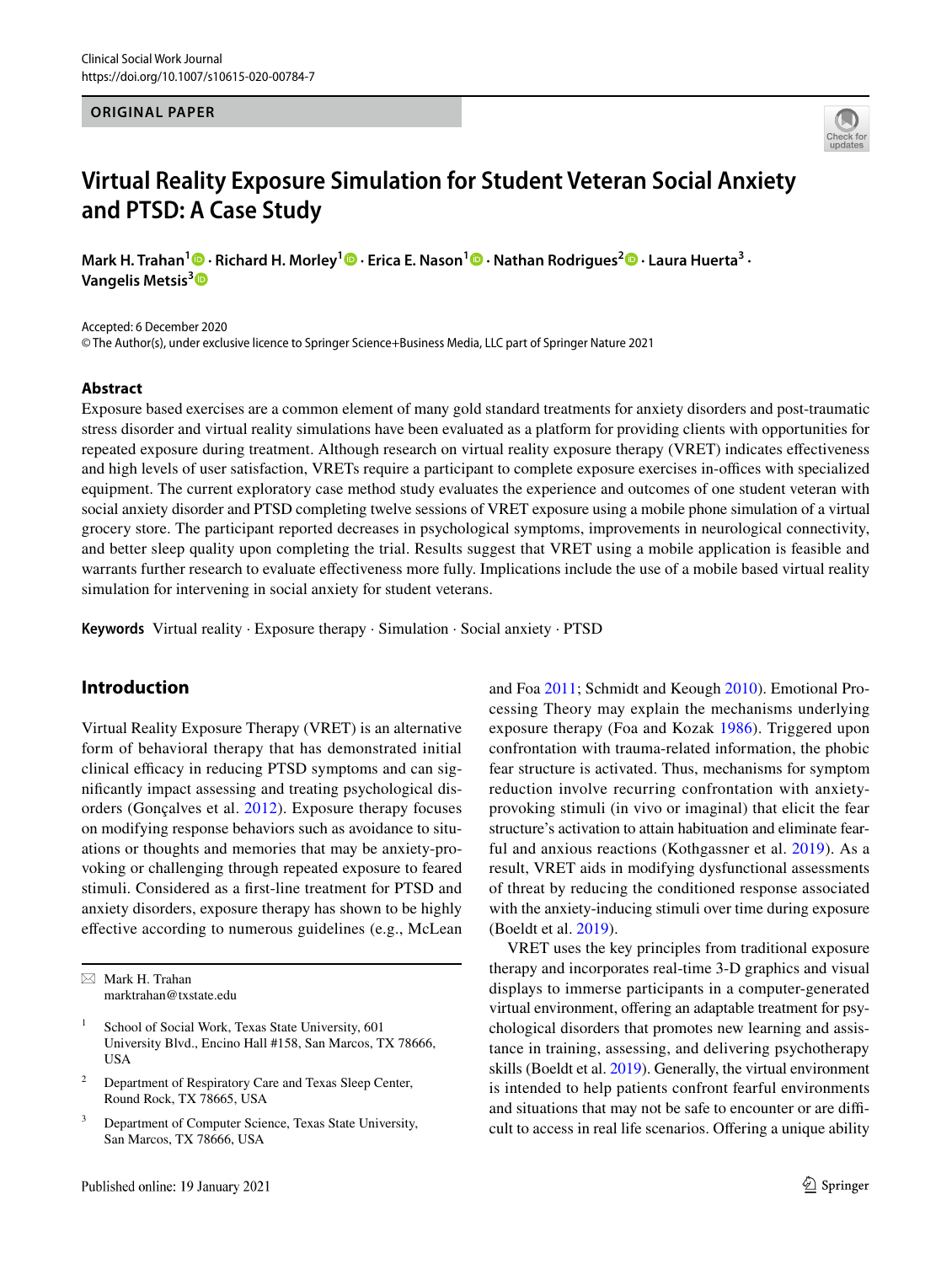ORIGINAL PAPER

# Virtual Reality Exposure Simulation for Student Veteran Social Anxiety and PTSD: A Case Study

**Mark H. Trahan[1] · Richard H. Morley[1] · Erica E. Nason[1] · Nathan Rodrigues[2] · Laura Huerta[3] · Vangelis Metsis[3]**

Accepted: 6 December 2020
© The Author(s), under exclusive licence to Springer Science+Business Media, LLC part of Springer Nature 2021

## Abstract

Exposure based exercises are a common element of many gold standard treatments for anxiety disorders and post-traumatic stress disorder and virtual reality simulations have been evaluated as a platform for providing clients with opportunities for repeated exposure during treatment. Although research on virtual reality exposure therapy (VRET) indicates effectiveness and high levels of user satisfaction, VRETs require a participant to complete exposure exercises in-offices with specialized equipment. The current exploratory case method study evaluates the experience and outcomes of one student veteran with social anxiety disorder and PTSD completing twelve sessions of VRET exposure using a mobile phone simulation of a virtual grocery store. The participant reported decreases in psychological symptoms, improvements in neurological connectivity, and better sleep quality upon completing the trial. Results suggest that VRET using a mobile application is feasible and warrants further research to evaluate effectiveness more fully. Implications include the use of a mobile based virtual reality simulation for intervening in social anxiety for student veterans.

**Keywords** Virtual reality · Exposure therapy · Simulation · Social anxiety · PTSD

## Introduction

Virtual Reality Exposure Therapy (VRET) is an alternative form of behavioral therapy that has demonstrated initial clinical efficacy in reducing PTSD symptoms and can significantly impact assessing and treating psychological disorders (Gonçalves et al. 2012). Exposure therapy focuses on modifying response behaviors such as avoidance to situations or thoughts and memories that may be anxiety-provoking or challenging through repeated exposure to feared stimuli. Considered as a first-line treatment for PTSD and anxiety disorders, exposure therapy has shown to be highly effective according to numerous guidelines (e.g., McLean and Foa 2011; Schmidt and Keough 2010). Emotional Processing Theory may explain the mechanisms underlying exposure therapy (Foa and Kozak 1986). Triggered upon confrontation with trauma-related information, the phobic fear structure is activated. Thus, mechanisms for symptom reduction involve recurring confrontation with anxiety-provoking stimuli (in vivo or imaginal) that elicit the fear structure's activation to attain habituation and eliminate fearful and anxious reactions (Kothgassner et al. 2019). As a result, VRET aids in modifying dysfunctional assessments of threat by reducing the conditioned response associated with the anxiety-inducing stimuli over time during exposure (Boeldt et al. 2019).

VRET uses the key principles from traditional exposure therapy and incorporates real-time 3-D graphics and visual displays to immerse participants in a computer-generated virtual environment, offering an adaptable treatment for psychological disorders that promotes new learning and assistance in training, assessing, and delivering psychotherapy skills (Boeldt et al. 2019). Generally, the virtual environment is intended to help patients confront fearful environments and situations that may not be safe to encounter or are difficult to access in real life scenarios. Offering a unique ability

---

✉ Mark H. Trahan
marktrahan@txstate.edu

[1] School of Social Work, Texas State University, 601 University Blvd., Encino Hall #158, San Marcos, TX 78666, USA

[2] Department of Respiratory Care and Texas Sleep Center, Round Rock, TX 78665, USA

[3] Department of Computer Science, Texas State University, San Marcos, TX 78666, USA

Published online: 19 January 2021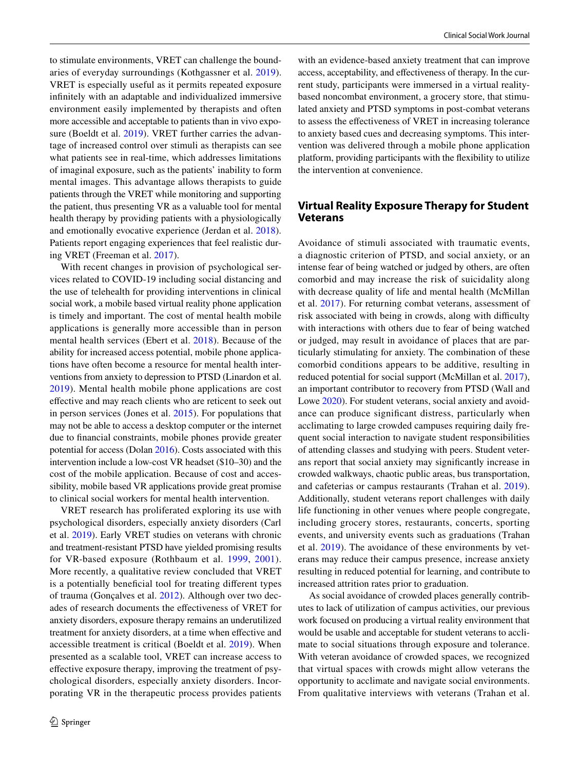to stimulate environments, VRET can challenge the boundaries of everyday surroundings (Kothgassner et al. 2019). VRET is especially useful as it permits repeated exposure infinitely with an adaptable and individualized immersive environment easily implemented by therapists and often more accessible and acceptable to patients than in vivo exposure (Boeldt et al. 2019). VRET further carries the advantage of increased control over stimuli as therapists can see what patients see in real-time, which addresses limitations of imaginal exposure, such as the patients' inability to form mental images. This advantage allows therapists to guide patients through the VRET while monitoring and supporting the patient, thus presenting VR as a valuable tool for mental health therapy by providing patients with a physiologically and emotionally evocative experience (Jerdan et al. 2018). Patients report engaging experiences that feel realistic during VRET (Freeman et al. 2017).

With recent changes in provision of psychological services related to COVID-19 including social distancing and the use of telehealth for providing interventions in clinical social work, a mobile based virtual reality phone application is timely and important. The cost of mental health mobile applications is generally more accessible than in person mental health services (Ebert et al. 2018). Because of the ability for increased access potential, mobile phone applications have often become a resource for mental health interventions from anxiety to depression to PTSD (Linardon et al. 2019). Mental health mobile phone applications are cost effective and may reach clients who are reticent to seek out in person services (Jones et al. 2015). For populations that may not be able to access a desktop computer or the internet due to financial constraints, mobile phones provide greater potential for access (Dolan 2016). Costs associated with this intervention include a low-cost VR headset ($10–30) and the cost of the mobile application. Because of cost and accessibility, mobile based VR applications provide great promise to clinical social workers for mental health intervention.

VRET research has proliferated exploring its use with psychological disorders, especially anxiety disorders (Carl et al. 2019). Early VRET studies on veterans with chronic and treatment-resistant PTSD have yielded promising results for VR-based exposure (Rothbaum et al. 1999, 2001). More recently, a qualitative review concluded that VRET is a potentially beneficial tool for treating different types of trauma (Gonçalves et al. 2012). Although over two decades of research documents the effectiveness of VRET for anxiety disorders, exposure therapy remains an underutilized treatment for anxiety disorders, at a time when effective and accessible treatment is critical (Boeldt et al. 2019). When presented as a scalable tool, VRET can increase access to effective exposure therapy, improving the treatment of psychological disorders, especially anxiety disorders. Incorporating VR in the therapeutic process provides patients with an evidence-based anxiety treatment that can improve access, acceptability, and effectiveness of therapy. In the current study, participants were immersed in a virtual reality-based noncombat environment, a grocery store, that stimulated anxiety and PTSD symptoms in post-combat veterans to assess the effectiveness of VRET in increasing tolerance to anxiety based cues and decreasing symptoms. This intervention was delivered through a mobile phone application platform, providing participants with the flexibility to utilize the intervention at convenience.

## Virtual Reality Exposure Therapy for Student Veterans

Avoidance of stimuli associated with traumatic events, a diagnostic criterion of PTSD, and social anxiety, or an intense fear of being watched or judged by others, are often comorbid and may increase the risk of suicidality along with decrease quality of life and mental health (McMillan et al. 2017). For returning combat veterans, assessment of risk associated with being in crowds, along with difficulty with interactions with others due to fear of being watched or judged, may result in avoidance of places that are particularly stimulating for anxiety. The combination of these comorbid conditions appears to be additive, resulting in reduced potential for social support (McMillan et al. 2017), an important contributor to recovery from PTSD (Wall and Lowe 2020). For student veterans, social anxiety and avoidance can produce significant distress, particularly when acclimating to large crowded campuses requiring daily frequent social interaction to navigate student responsibilities of attending classes and studying with peers. Student veterans report that social anxiety may significantly increase in crowded walkways, chaotic public areas, bus transportation, and cafeterias or campus restaurants (Trahan et al. 2019). Additionally, student veterans report challenges with daily life functioning in other venues where people congregate, including grocery stores, restaurants, concerts, sporting events, and university events such as graduations (Trahan et al. 2019). The avoidance of these environments by veterans may reduce their campus presence, increase anxiety resulting in reduced potential for learning, and contribute to increased attrition rates prior to graduation.

As social avoidance of crowded places generally contributes to lack of utilization of campus activities, our previous work focused on producing a virtual reality environment that would be usable and acceptable for student veterans to acclimate to social situations through exposure and tolerance. With veteran avoidance of crowded spaces, we recognized that virtual spaces with crowds might allow veterans the opportunity to acclimate and navigate social environments. From qualitative interviews with veterans (Trahan et al.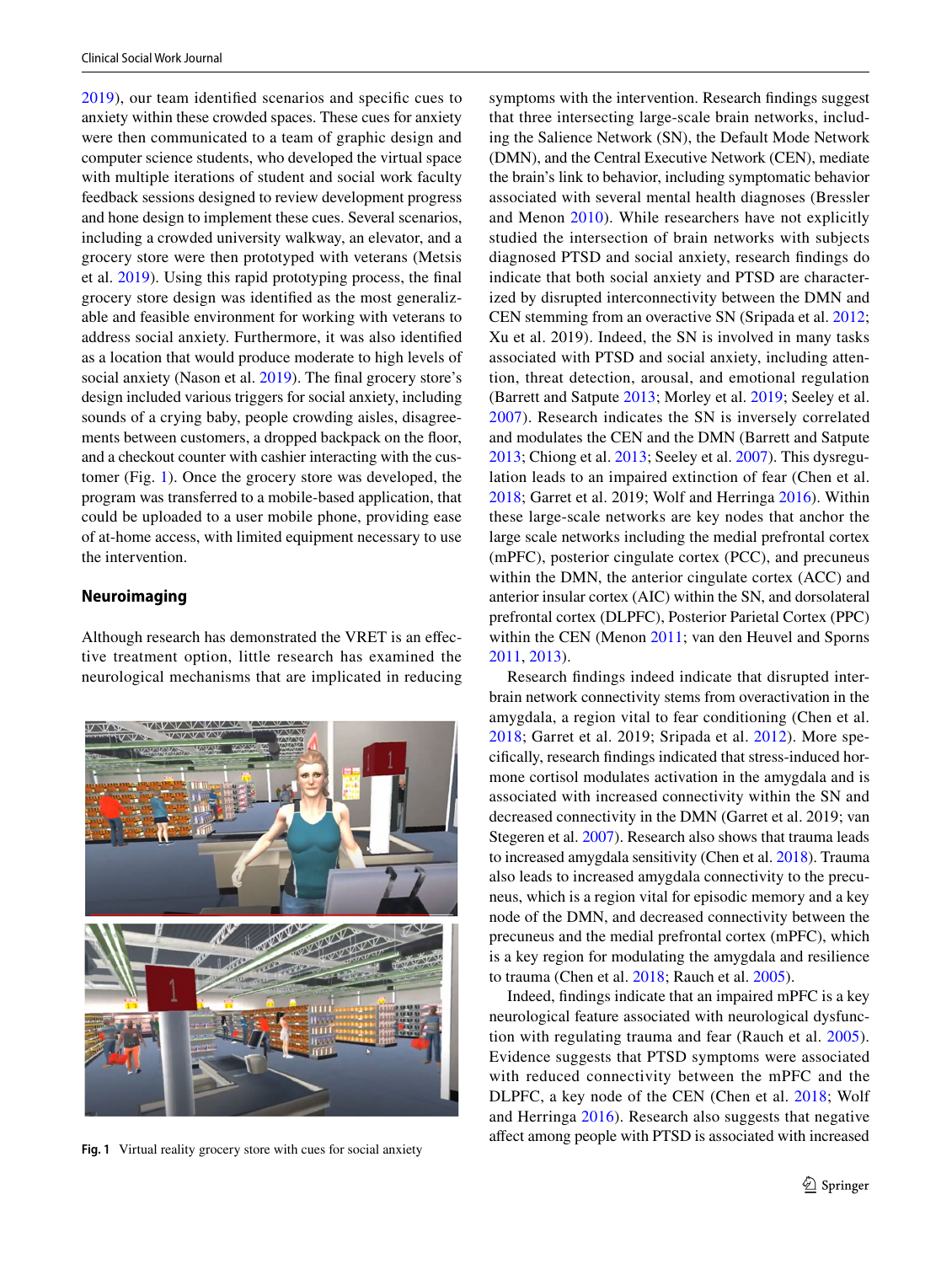2019), our team identified scenarios and specific cues to anxiety within these crowded spaces. These cues for anxiety were then communicated to a team of graphic design and computer science students, who developed the virtual space with multiple iterations of student and social work faculty feedback sessions designed to review development progress and hone design to implement these cues. Several scenarios, including a crowded university walkway, an elevator, and a grocery store were then prototyped with veterans (Metsis et al. 2019). Using this rapid prototyping process, the final grocery store design was identified as the most generalizable and feasible environment for working with veterans to address social anxiety. Furthermore, it was also identified as a location that would produce moderate to high levels of social anxiety (Nason et al. 2019). The final grocery store's design included various triggers for social anxiety, including sounds of a crying baby, people crowding aisles, disagreements between customers, a dropped backpack on the floor, and a checkout counter with cashier interacting with the customer (Fig. 1). Once the grocery store was developed, the program was transferred to a mobile-based application, that could be uploaded to a user mobile phone, providing ease of at-home access, with limited equipment necessary to use the intervention.

## Neuroimaging

Although research has demonstrated the VRET is an effective treatment option, little research has examined the neurological mechanisms that are implicated in reducing symptoms with the intervention. Research findings suggest that three intersecting large-scale brain networks, including the Salience Network (SN), the Default Mode Network (DMN), and the Central Executive Network (CEN), mediate the brain's link to behavior, including symptomatic behavior associated with several mental health diagnoses (Bressler and Menon 2010). While researchers have not explicitly studied the intersection of brain networks with subjects diagnosed PTSD and social anxiety, research findings do indicate that both social anxiety and PTSD are characterized by disrupted interconnectivity between the DMN and CEN stemming from an overactive SN (Sripada et al. 2012; Xu et al. 2019). Indeed, the SN is involved in many tasks associated with PTSD and social anxiety, including attention, threat detection, arousal, and emotional regulation (Barrett and Satpute 2013; Morley et al. 2019; Seeley et al. 2007). Research indicates the SN is inversely correlated and modulates the CEN and the DMN (Barrett and Satpute 2013; Chiong et al. 2013; Seeley et al. 2007). This dysregulation leads to an impaired extinction of fear (Chen et al. 2018; Garret et al. 2019; Wolf and Herringa 2016). Within these large-scale networks are key nodes that anchor the large scale networks including the medial prefrontal cortex (mPFC), posterior cingulate cortex (PCC), and precuneus within the DMN, the anterior cingulate cortex (ACC) and anterior insular cortex (AIC) within the SN, and dorsolateral prefrontal cortex (DLPFC), Posterior Parietal Cortex (PPC) within the CEN (Menon 2011; van den Heuvel and Sporns 2011, 2013).

Research findings indeed indicate that disrupted inter-brain network connectivity stems from overactivation in the amygdala, a region vital to fear conditioning (Chen et al. 2018; Garret et al. 2019; Sripada et al. 2012). More specifically, research findings indicated that stress-induced hormone cortisol modulates activation in the amygdala and is associated with increased connectivity within the SN and decreased connectivity in the DMN (Garret et al. 2019; van Stegeren et al. 2007). Research also shows that trauma leads to increased amygdala sensitivity (Chen et al. 2018). Trauma also leads to increased amygdala connectivity to the precuneus, which is a region vital for episodic memory and a key node of the DMN, and decreased connectivity between the precuneus and the medial prefrontal cortex (mPFC), which is a key region for modulating the amygdala and resilience to trauma (Chen et al. 2018; Rauch et al. 2005).

Indeed, findings indicate that an impaired mPFC is a key neurological feature associated with neurological dysfunction with regulating trauma and fear (Rauch et al. 2005). Evidence suggests that PTSD symptoms were associated with reduced connectivity between the mPFC and the DLPFC, a key node of the CEN (Chen et al. 2018; Wolf and Herringa 2016). Research also suggests that negative affect among people with PTSD is associated with increased

**Fig. 1** Virtual reality grocery store with cues for social anxiety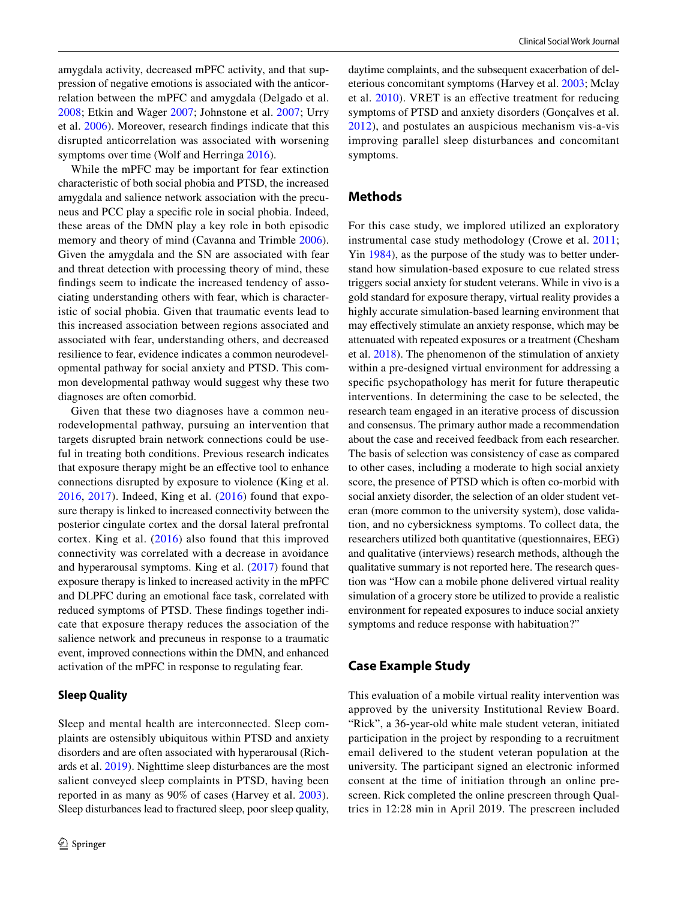amygdala activity, decreased mPFC activity, and that suppression of negative emotions is associated with the anticorrelation between the mPFC and amygdala (Delgado et al. 2008; Etkin and Wager 2007; Johnstone et al. 2007; Urry et al. 2006). Moreover, research findings indicate that this disrupted anticorrelation was associated with worsening symptoms over time (Wolf and Herringa 2016).

While the mPFC may be important for fear extinction characteristic of both social phobia and PTSD, the increased amygdala and salience network association with the precuneus and PCC play a specific role in social phobia. Indeed, these areas of the DMN play a key role in both episodic memory and theory of mind (Cavanna and Trimble 2006). Given the amygdala and the SN are associated with fear and threat detection with processing theory of mind, these findings seem to indicate the increased tendency of associating understanding others with fear, which is characteristic of social phobia. Given that traumatic events lead to this increased association between regions associated and associated with fear, understanding others, and decreased resilience to fear, evidence indicates a common neurodevelopmental pathway for social anxiety and PTSD. This common developmental pathway would suggest why these two diagnoses are often comorbid.

Given that these two diagnoses have a common neurodevelopmental pathway, pursuing an intervention that targets disrupted brain network connections could be useful in treating both conditions. Previous research indicates that exposure therapy might be an effective tool to enhance connections disrupted by exposure to violence (King et al. 2016, 2017). Indeed, King et al. (2016) found that exposure therapy is linked to increased connectivity between the posterior cingulate cortex and the dorsal lateral prefrontal cortex. King et al. (2016) also found that this improved connectivity was correlated with a decrease in avoidance and hyperarousal symptoms. King et al. (2017) found that exposure therapy is linked to increased activity in the mPFC and DLPFC during an emotional face task, correlated with reduced symptoms of PTSD. These findings together indicate that exposure therapy reduces the association of the salience network and precuneus in response to a traumatic event, improved connections within the DMN, and enhanced activation of the mPFC in response to regulating fear.

### Sleep Quality

Sleep and mental health are interconnected. Sleep complaints are ostensibly ubiquitous within PTSD and anxiety disorders and are often associated with hyperarousal (Richards et al. 2019). Nighttime sleep disturbances are the most salient conveyed sleep complaints in PTSD, having been reported in as many as 90% of cases (Harvey et al. 2003). Sleep disturbances lead to fractured sleep, poor sleep quality, daytime complaints, and the subsequent exacerbation of deleterious concomitant symptoms (Harvey et al. 2003; Mclay et al. 2010). VRET is an effective treatment for reducing symptoms of PTSD and anxiety disorders (Gonçalves et al. 2012), and postulates an auspicious mechanism vis-a-vis improving parallel sleep disturbances and concomitant symptoms.

## Methods

For this case study, we implored utilized an exploratory instrumental case study methodology (Crowe et al. 2011; Yin 1984), as the purpose of the study was to better understand how simulation-based exposure to cue related stress triggers social anxiety for student veterans. While in vivo is a gold standard for exposure therapy, virtual reality provides a highly accurate simulation-based learning environment that may effectively stimulate an anxiety response, which may be attenuated with repeated exposures or a treatment (Chesham et al. 2018). The phenomenon of the stimulation of anxiety within a pre-designed virtual environment for addressing a specific psychopathology has merit for future therapeutic interventions. In determining the case to be selected, the research team engaged in an iterative process of discussion and consensus. The primary author made a recommendation about the case and received feedback from each researcher. The basis of selection was consistency of case as compared to other cases, including a moderate to high social anxiety score, the presence of PTSD which is often co-morbid with social anxiety disorder, the selection of an older student veteran (more common to the university system), dose validation, and no cybersickness symptoms. To collect data, the researchers utilized both quantitative (questionnaires, EEG) and qualitative (interviews) research methods, although the qualitative summary is not reported here. The research question was "How can a mobile phone delivered virtual reality simulation of a grocery store be utilized to provide a realistic environment for repeated exposures to induce social anxiety symptoms and reduce response with habituation?"

## Case Example Study

This evaluation of a mobile virtual reality intervention was approved by the university Institutional Review Board. "Rick", a 36-year-old white male student veteran, initiated participation in the project by responding to a recruitment email delivered to the student veteran population at the university. The participant signed an electronic informed consent at the time of initiation through an online prescreen. Rick completed the online prescreen through Qualtrics in 12:28 min in April 2019. The prescreen included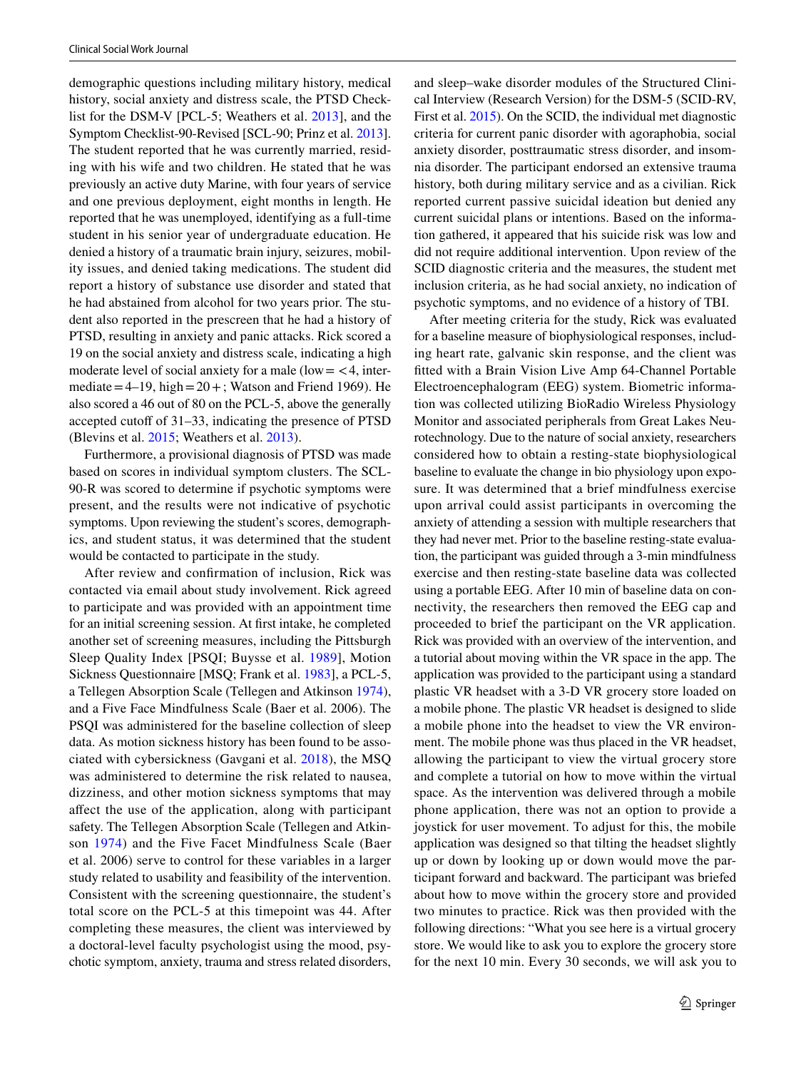demographic questions including military history, medical history, social anxiety and distress scale, the PTSD Checklist for the DSM-V [PCL-5; Weathers et al. 2013], and the Symptom Checklist-90-Revised [SCL-90; Prinz et al. 2013]. The student reported that he was currently married, residing with his wife and two children. He stated that he was previously an active duty Marine, with four years of service and one previous deployment, eight months in length. He reported that he was unemployed, identifying as a full-time student in his senior year of undergraduate education. He denied a history of a traumatic brain injury, seizures, mobility issues, and denied taking medications. The student did report a history of substance use disorder and stated that he had abstained from alcohol for two years prior. The student also reported in the prescreen that he had a history of PTSD, resulting in anxiety and panic attacks. Rick scored a 19 on the social anxiety and distress scale, indicating a high moderate level of social anxiety for a male (low = < 4, intermediate = 4–19, high = 20 +; Watson and Friend 1969). He also scored a 46 out of 80 on the PCL-5, above the generally accepted cutoff of 31–33, indicating the presence of PTSD (Blevins et al. 2015; Weathers et al. 2013).

Furthermore, a provisional diagnosis of PTSD was made based on scores in individual symptom clusters. The SCL-90-R was scored to determine if psychotic symptoms were present, and the results were not indicative of psychotic symptoms. Upon reviewing the student's scores, demographics, and student status, it was determined that the student would be contacted to participate in the study.

After review and confirmation of inclusion, Rick was contacted via email about study involvement. Rick agreed to participate and was provided with an appointment time for an initial screening session. At first intake, he completed another set of screening measures, including the Pittsburgh Sleep Quality Index [PSQI; Buysse et al. 1989], Motion Sickness Questionnaire [MSQ; Frank et al. 1983], a PCL-5, a Tellegen Absorption Scale (Tellegen and Atkinson 1974), and a Five Face Mindfulness Scale (Baer et al. 2006). The PSQI was administered for the baseline collection of sleep data. As motion sickness history has been found to be associated with cybersickness (Gavgani et al. 2018), the MSQ was administered to determine the risk related to nausea, dizziness, and other motion sickness symptoms that may affect the use of the application, along with participant safety. The Tellegen Absorption Scale (Tellegen and Atkinson 1974) and the Five Facet Mindfulness Scale (Baer et al. 2006) serve to control for these variables in a larger study related to usability and feasibility of the intervention. Consistent with the screening questionnaire, the student's total score on the PCL-5 at this timepoint was 44. After completing these measures, the client was interviewed by a doctoral-level faculty psychologist using the mood, psychotic symptom, anxiety, trauma and stress related disorders, and sleep–wake disorder modules of the Structured Clinical Interview (Research Version) for the DSM-5 (SCID-RV, First et al. 2015). On the SCID, the individual met diagnostic criteria for current panic disorder with agoraphobia, social anxiety disorder, posttraumatic stress disorder, and insomnia disorder. The participant endorsed an extensive trauma history, both during military service and as a civilian. Rick reported current passive suicidal ideation but denied any current suicidal plans or intentions. Based on the information gathered, it appeared that his suicide risk was low and did not require additional intervention. Upon review of the SCID diagnostic criteria and the measures, the student met inclusion criteria, as he had social anxiety, no indication of psychotic symptoms, and no evidence of a history of TBI.

After meeting criteria for the study, Rick was evaluated for a baseline measure of biophysiological responses, including heart rate, galvanic skin response, and the client was fitted with a Brain Vision Live Amp 64-Channel Portable Electroencephalogram (EEG) system. Biometric information was collected utilizing BioRadio Wireless Physiology Monitor and associated peripherals from Great Lakes Neurotechnology. Due to the nature of social anxiety, researchers considered how to obtain a resting-state biophysiological baseline to evaluate the change in bio physiology upon exposure. It was determined that a brief mindfulness exercise upon arrival could assist participants in overcoming the anxiety of attending a session with multiple researchers that they had never met. Prior to the baseline resting-state evaluation, the participant was guided through a 3-min mindfulness exercise and then resting-state baseline data was collected using a portable EEG. After 10 min of baseline data on connectivity, the researchers then removed the EEG cap and proceeded to brief the participant on the VR application. Rick was provided with an overview of the intervention, and a tutorial about moving within the VR space in the app. The application was provided to the participant using a standard plastic VR headset with a 3-D VR grocery store loaded on a mobile phone. The plastic VR headset is designed to slide a mobile phone into the headset to view the VR environment. The mobile phone was thus placed in the VR headset, allowing the participant to view the virtual grocery store and complete a tutorial on how to move within the virtual space. As the intervention was delivered through a mobile phone application, there was not an option to provide a joystick for user movement. To adjust for this, the mobile application was designed so that tilting the headset slightly up or down by looking up or down would move the participant forward and backward. The participant was briefed about how to move within the grocery store and provided two minutes to practice. Rick was then provided with the following directions: "What you see here is a virtual grocery store. We would like to ask you to explore the grocery store for the next 10 min. Every 30 seconds, we will ask you to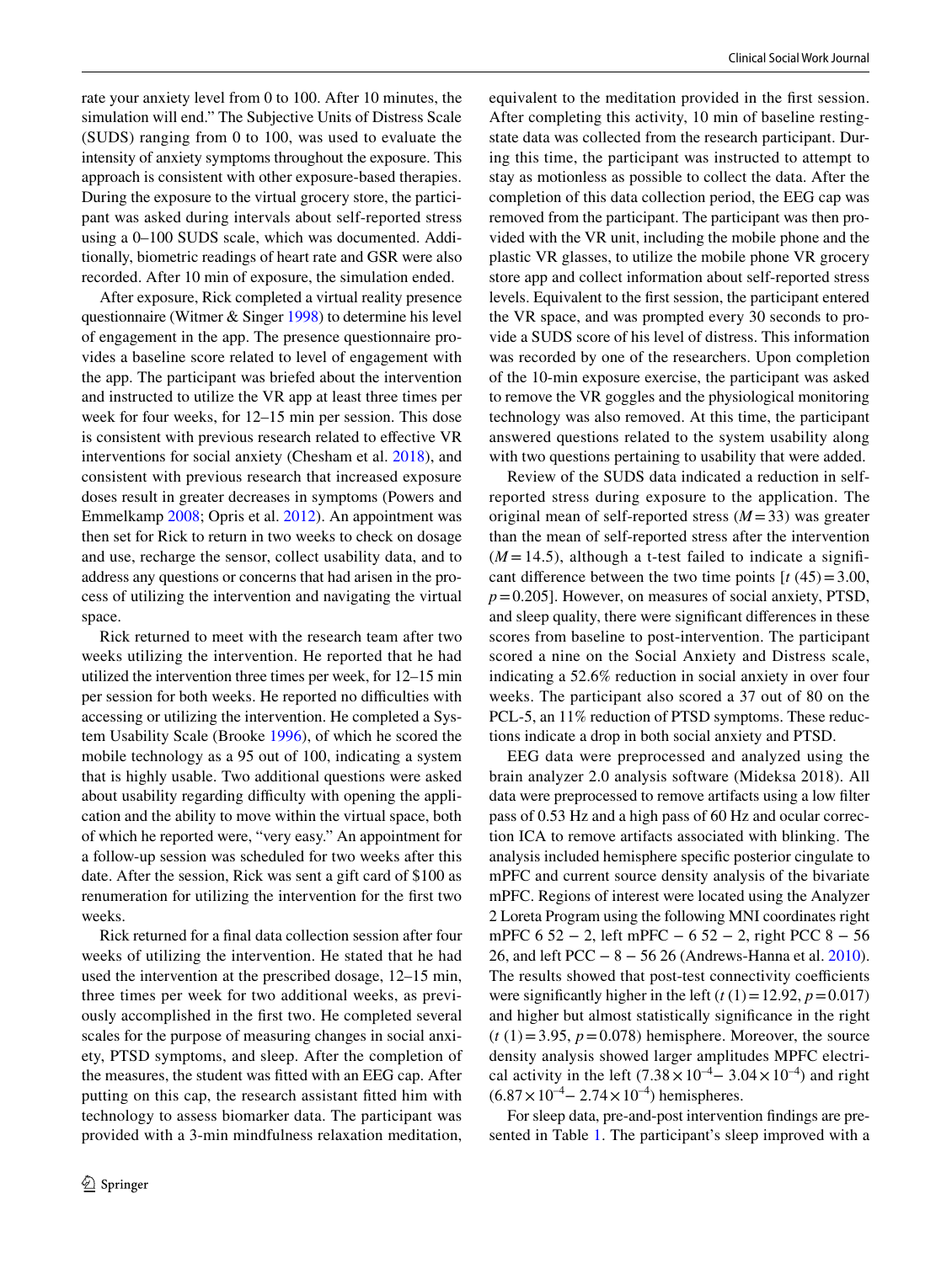rate your anxiety level from 0 to 100. After 10 minutes, the simulation will end." The Subjective Units of Distress Scale (SUDS) ranging from 0 to 100, was used to evaluate the intensity of anxiety symptoms throughout the exposure. This approach is consistent with other exposure-based therapies. During the exposure to the virtual grocery store, the participant was asked during intervals about self-reported stress using a 0–100 SUDS scale, which was documented. Additionally, biometric readings of heart rate and GSR were also recorded. After 10 min of exposure, the simulation ended.

After exposure, Rick completed a virtual reality presence questionnaire (Witmer & Singer 1998) to determine his level of engagement in the app. The presence questionnaire provides a baseline score related to level of engagement with the app. The participant was briefed about the intervention and instructed to utilize the VR app at least three times per week for four weeks, for 12–15 min per session. This dose is consistent with previous research related to effective VR interventions for social anxiety (Chesham et al. 2018), and consistent with previous research that increased exposure doses result in greater decreases in symptoms (Powers and Emmelkamp 2008; Opris et al. 2012). An appointment was then set for Rick to return in two weeks to check on dosage and use, recharge the sensor, collect usability data, and to address any questions or concerns that had arisen in the process of utilizing the intervention and navigating the virtual space.

Rick returned to meet with the research team after two weeks utilizing the intervention. He reported that he had utilized the intervention three times per week, for 12–15 min per session for both weeks. He reported no difficulties with accessing or utilizing the intervention. He completed a System Usability Scale (Brooke 1996), of which he scored the mobile technology as a 95 out of 100, indicating a system that is highly usable. Two additional questions were asked about usability regarding difficulty with opening the application and the ability to move within the virtual space, both of which he reported were, "very easy." An appointment for a follow-up session was scheduled for two weeks after this date. After the session, Rick was sent a gift card of $100 as renumeration for utilizing the intervention for the first two weeks.

Rick returned for a final data collection session after four weeks of utilizing the intervention. He stated that he had used the intervention at the prescribed dosage, 12–15 min, three times per week for two additional weeks, as previously accomplished in the first two. He completed several scales for the purpose of measuring changes in social anxiety, PTSD symptoms, and sleep. After the completion of the measures, the student was fitted with an EEG cap. After putting on this cap, the research assistant fitted him with technology to assess biomarker data. The participant was provided with a 3-min mindfulness relaxation meditation, equivalent to the meditation provided in the first session. After completing this activity, 10 min of baseline resting-state data was collected from the research participant. During this time, the participant was instructed to attempt to stay as motionless as possible to collect the data. After the completion of this data collection period, the EEG cap was removed from the participant. The participant was then provided with the VR unit, including the mobile phone and the plastic VR glasses, to utilize the mobile phone VR grocery store app and collect information about self-reported stress levels. Equivalent to the first session, the participant entered the VR space, and was prompted every 30 seconds to provide a SUDS score of his level of distress. This information was recorded by one of the researchers. Upon completion of the 10-min exposure exercise, the participant was asked to remove the VR goggles and the physiological monitoring technology was also removed. At this time, the participant answered questions related to the system usability along with two questions pertaining to usability that were added.

Review of the SUDS data indicated a reduction in self-reported stress during exposure to the application. The original mean of self-reported stress ($M = 33$) was greater than the mean of self-reported stress after the intervention ($M = 14.5$), although a t-test failed to indicate a significant difference between the two time points [$t\ (45) = 3.00$, $p = 0.205$]. However, on measures of social anxiety, PTSD, and sleep quality, there were significant differences in these scores from baseline to post-intervention. The participant scored a nine on the Social Anxiety and Distress scale, indicating a 52.6% reduction in social anxiety in over four weeks. The participant also scored a 37 out of 80 on the PCL-5, an 11% reduction of PTSD symptoms. These reductions indicate a drop in both social anxiety and PTSD.

EEG data were preprocessed and analyzed using the brain analyzer 2.0 analysis software (Mideksa 2018). All data were preprocessed to remove artifacts using a low filter pass of 0.53 Hz and a high pass of 60 Hz and ocular correction ICA to remove artifacts associated with blinking. The analysis included hemisphere specific posterior cingulate to mPFC and current source density analysis of the bivariate mPFC. Regions of interest were located using the Analyzer 2 Loreta Program using the following MNI coordinates right mPFC 6 52 − 2, left mPFC − 6 52 − 2, right PCC 8 − 56 26, and left PCC − 8 − 56 26 (Andrews-Hanna et al. 2010). The results showed that post-test connectivity coefficients were significantly higher in the left ($t\ (1) = 12.92$, $p = 0.017$) and higher but almost statistically significance in the right ($t\ (1) = 3.95$, $p = 0.078$) hemisphere. Moreover, the source density analysis showed larger amplitudes MPFC electrical activity in the left ($7.38 \times 10^{-4} - 3.04 \times 10^{-4}$) and right ($6.87 \times 10^{-4} - 2.74 \times 10^{-4}$) hemispheres.

For sleep data, pre-and-post intervention findings are presented in Table 1. The participant's sleep improved with a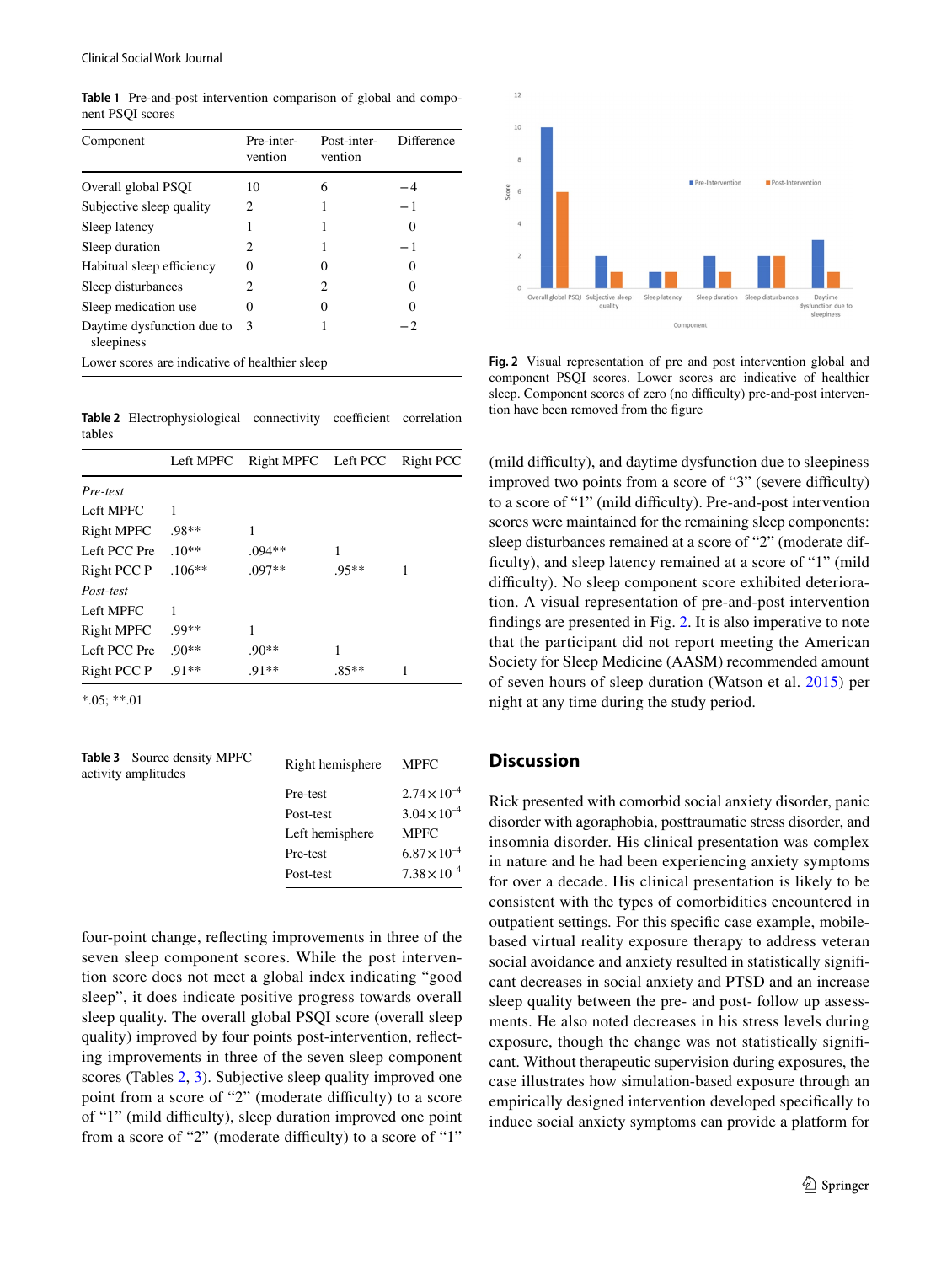**Table 1** Pre-and-post intervention comparison of global and component PSQI scores

| Component | Pre-intervention | Post-intervention | Difference |
|---|---|---|---|
| Overall global PSQI | 10 | 6 | −4 |
| Subjective sleep quality | 2 | 1 | −1 |
| Sleep latency | 1 | 1 | 0 |
| Sleep duration | 2 | 1 | −1 |
| Habitual sleep efficiency | 0 | 0 | 0 |
| Sleep disturbances | 2 | 2 | 0 |
| Sleep medication use | 0 | 0 | 0 |
| Daytime dysfunction due to sleepiness | 3 | 1 | −2 |

Lower scores are indicative of healthier sleep

**Table 2** Electrophysiological connectivity coefficient correlation tables

| | Left MPFC | Right MPFC | Left PCC | Right PCC |
|---|---|---|---|---|
| *Pre-test* | | | | |
| Left MPFC | 1 | | | |
| Right MPFC | .98** | 1 | | |
| Left PCC Pre | .10** | .094** | 1 | |
| Right PCC P | .106** | .097** | .95** | 1 |
| *Post-test* | | | | |
| Left MPFC | 1 | | | |
| Right MPFC | .99** | 1 | | |
| Left PCC Pre | .90** | .90** | 1 | |
| Right PCC P | .91** | .91** | .85** | 1 |

*.05; **.01

**Table 3** Source density MPFC activity amplitudes

| Right hemisphere | MPFC |
|---|---|
| Pre-test | $2.74 \times 10^{-4}$ |
| Post-test | $3.04 \times 10^{-4}$ |
| Left hemisphere | MPFC |
| Pre-test | $6.87 \times 10^{-4}$ |
| Post-test | $7.38 \times 10^{-4}$ |

four-point change, reflecting improvements in three of the seven sleep component scores. While the post intervention score does not meet a global index indicating "good sleep", it does indicate positive progress towards overall sleep quality. The overall global PSQI score (overall sleep quality) improved by four points post-intervention, reflecting improvements in three of the seven sleep component scores (Tables 2, 3). Subjective sleep quality improved one point from a score of "2" (moderate difficulty) to a score of "1" (mild difficulty), sleep duration improved one point from a score of "2" (moderate difficulty) to a score of "1" (mild difficulty), and daytime dysfunction due to sleepiness improved two points from a score of "3" (severe difficulty) to a score of "1" (mild difficulty). Pre-and-post intervention scores were maintained for the remaining sleep components: sleep disturbances remained at a score of "2" (moderate difficulty), and sleep latency remained at a score of "1" (mild difficulty). No sleep component score exhibited deterioration. A visual representation of pre-and-post intervention findings are presented in Fig. 2. It is also imperative to note that the participant did not report meeting the American Society for Sleep Medicine (AASM) recommended amount of seven hours of sleep duration (Watson et al. 2015) per night at any time during the study period.

**Fig. 2** Visual representation of pre and post intervention global and component PSQI scores. Lower scores are indicative of healthier sleep. Component scores of zero (no difficulty) pre-and-post intervention have been removed from the figure

## Discussion

Rick presented with comorbid social anxiety disorder, panic disorder with agoraphobia, posttraumatic stress disorder, and insomnia disorder. His clinical presentation was complex in nature and he had been experiencing anxiety symptoms for over a decade. His clinical presentation is likely to be consistent with the types of comorbidities encountered in outpatient settings. For this specific case example, mobile-based virtual reality exposure therapy to address veteran social avoidance and anxiety resulted in statistically significant decreases in social anxiety and PTSD and an increase sleep quality between the pre- and post- follow up assessments. He also noted decreases in his stress levels during exposure, though the change was not statistically significant. Without therapeutic supervision during exposures, the case illustrates how simulation-based exposure through an empirically designed intervention developed specifically to induce social anxiety symptoms can provide a platform for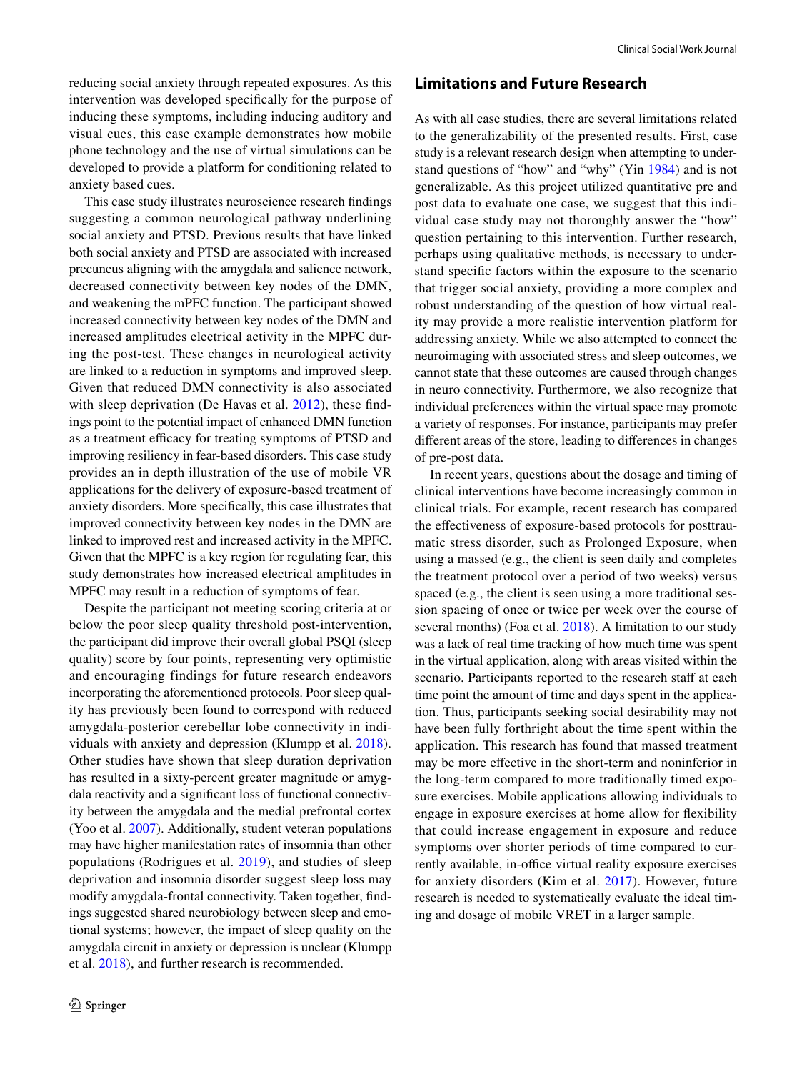reducing social anxiety through repeated exposures. As this intervention was developed specifically for the purpose of inducing these symptoms, including inducing auditory and visual cues, this case example demonstrates how mobile phone technology and the use of virtual simulations can be developed to provide a platform for conditioning related to anxiety based cues.

This case study illustrates neuroscience research findings suggesting a common neurological pathway underlining social anxiety and PTSD. Previous results that have linked both social anxiety and PTSD are associated with increased precuneus aligning with the amygdala and salience network, decreased connectivity between key nodes of the DMN, and weakening the mPFC function. The participant showed increased connectivity between key nodes of the DMN and increased amplitudes electrical activity in the MPFC during the post-test. These changes in neurological activity are linked to a reduction in symptoms and improved sleep. Given that reduced DMN connectivity is also associated with sleep deprivation (De Havas et al. 2012), these findings point to the potential impact of enhanced DMN function as a treatment efficacy for treating symptoms of PTSD and improving resiliency in fear-based disorders. This case study provides an in depth illustration of the use of mobile VR applications for the delivery of exposure-based treatment of anxiety disorders. More specifically, this case illustrates that improved connectivity between key nodes in the DMN are linked to improved rest and increased activity in the MPFC. Given that the MPFC is a key region for regulating fear, this study demonstrates how increased electrical amplitudes in MPFC may result in a reduction of symptoms of fear.

Despite the participant not meeting scoring criteria at or below the poor sleep quality threshold post-intervention, the participant did improve their overall global PSQI (sleep quality) score by four points, representing very optimistic and encouraging findings for future research endeavors incorporating the aforementioned protocols. Poor sleep quality has previously been found to correspond with reduced amygdala-posterior cerebellar lobe connectivity in individuals with anxiety and depression (Klumpp et al. 2018). Other studies have shown that sleep duration deprivation has resulted in a sixty-percent greater magnitude or amygdala reactivity and a significant loss of functional connectivity between the amygdala and the medial prefrontal cortex (Yoo et al. 2007). Additionally, student veteran populations may have higher manifestation rates of insomnia than other populations (Rodrigues et al. 2019), and studies of sleep deprivation and insomnia disorder suggest sleep loss may modify amygdala-frontal connectivity. Taken together, findings suggested shared neurobiology between sleep and emotional systems; however, the impact of sleep quality on the amygdala circuit in anxiety or depression is unclear (Klumpp et al. 2018), and further research is recommended.

## Limitations and Future Research

As with all case studies, there are several limitations related to the generalizability of the presented results. First, case study is a relevant research design when attempting to understand questions of "how" and "why" (Yin 1984) and is not generalizable. As this project utilized quantitative pre and post data to evaluate one case, we suggest that this individual case study may not thoroughly answer the "how" question pertaining to this intervention. Further research, perhaps using qualitative methods, is necessary to understand specific factors within the exposure to the scenario that trigger social anxiety, providing a more complex and robust understanding of the question of how virtual reality may provide a more realistic intervention platform for addressing anxiety. While we also attempted to connect the neuroimaging with associated stress and sleep outcomes, we cannot state that these outcomes are caused through changes in neuro connectivity. Furthermore, we also recognize that individual preferences within the virtual space may promote a variety of responses. For instance, participants may prefer different areas of the store, leading to differences in changes of pre-post data.

In recent years, questions about the dosage and timing of clinical interventions have become increasingly common in clinical trials. For example, recent research has compared the effectiveness of exposure-based protocols for posttraumatic stress disorder, such as Prolonged Exposure, when using a massed (e.g., the client is seen daily and completes the treatment protocol over a period of two weeks) versus spaced (e.g., the client is seen using a more traditional session spacing of once or twice per week over the course of several months) (Foa et al. 2018). A limitation to our study was a lack of real time tracking of how much time was spent in the virtual application, along with areas visited within the scenario. Participants reported to the research staff at each time point the amount of time and days spent in the application. Thus, participants seeking social desirability may not have been fully forthright about the time spent within the application. This research has found that massed treatment may be more effective in the short-term and noninferior in the long-term compared to more traditionally timed exposure exercises. Mobile applications allowing individuals to engage in exposure exercises at home allow for flexibility that could increase engagement in exposure and reduce symptoms over shorter periods of time compared to currently available, in-office virtual reality exposure exercises for anxiety disorders (Kim et al. 2017). However, future research is needed to systematically evaluate the ideal timing and dosage of mobile VRET in a larger sample.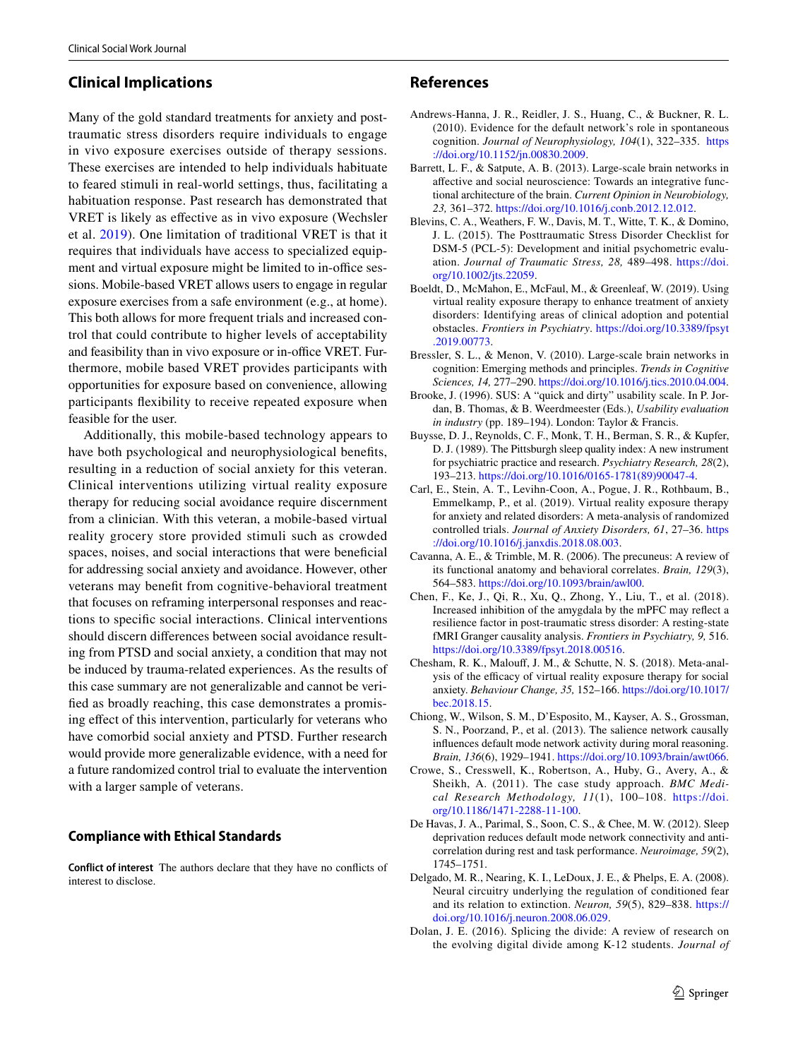## Clinical Implications

Many of the gold standard treatments for anxiety and post-traumatic stress disorders require individuals to engage in vivo exposure exercises outside of therapy sessions. These exercises are intended to help individuals habituate to feared stimuli in real-world settings, thus, facilitating a habituation response. Past research has demonstrated that VRET is likely as effective as in vivo exposure (Wechsler et al. 2019). One limitation of traditional VRET is that it requires that individuals have access to specialized equipment and virtual exposure might be limited to in-office sessions. Mobile-based VRET allows users to engage in regular exposure exercises from a safe environment (e.g., at home). This both allows for more frequent trials and increased control that could contribute to higher levels of acceptability and feasibility than in vivo exposure or in-office VRET. Furthermore, mobile based VRET provides participants with opportunities for exposure based on convenience, allowing participants flexibility to receive repeated exposure when feasible for the user.

Additionally, this mobile-based technology appears to have both psychological and neurophysiological benefits, resulting in a reduction of social anxiety for this veteran. Clinical interventions utilizing virtual reality exposure therapy for reducing social avoidance require discernment from a clinician. With this veteran, a mobile-based virtual reality grocery store provided stimuli such as crowded spaces, noises, and social interactions that were beneficial for addressing social anxiety and avoidance. However, other veterans may benefit from cognitive-behavioral treatment that focuses on reframing interpersonal responses and reactions to specific social interactions. Clinical interventions should discern differences between social avoidance resulting from PTSD and social anxiety, a condition that may not be induced by trauma-related experiences. As the results of this case summary are not generalizable and cannot be verified as broadly reaching, this case demonstrates a promising effect of this intervention, particularly for veterans who have comorbid social anxiety and PTSD. Further research would provide more generalizable evidence, with a need for a future randomized control trial to evaluate the intervention with a larger sample of veterans.

## Compliance with Ethical Standards

**Conflict of interest** The authors declare that they have no conflicts of interest to disclose.

## References

Andrews-Hanna, J. R., Reidler, J. S., Huang, C., & Buckner, R. L. (2010). Evidence for the default network's role in spontaneous cognition. *Journal of Neurophysiology, 104*(1), 322–335. https://doi.org/10.1152/jn.00830.2009.

Barrett, L. F., & Satpute, A. B. (2013). Large-scale brain networks in affective and social neuroscience: Towards an integrative functional architecture of the brain. *Current Opinion in Neurobiology, 23,* 361–372. https://doi.org/10.1016/j.conb.2012.12.012.

Blevins, C. A., Weathers, F. W., Davis, M. T., Witte, T. K., & Domino, J. L. (2015). The Posttraumatic Stress Disorder Checklist for DSM-5 (PCL-5): Development and initial psychometric evaluation. *Journal of Traumatic Stress, 28,* 489–498. https://doi.org/10.1002/jts.22059.

Boeldt, D., McMahon, E., McFaul, M., & Greenleaf, W. (2019). Using virtual reality exposure therapy to enhance treatment of anxiety disorders: Identifying areas of clinical adoption and potential obstacles. *Frontiers in Psychiatry*. https://doi.org/10.3389/fpsyt.2019.00773.

Bressler, S. L., & Menon, V. (2010). Large-scale brain networks in cognition: Emerging methods and principles. *Trends in Cognitive Sciences, 14,* 277–290. https://doi.org/10.1016/j.tics.2010.04.004.

Brooke, J. (1996). SUS: A "quick and dirty" usability scale. In P. Jordan, B. Thomas, & B. Weerdmeester (Eds.), *Usability evaluation in industry* (pp. 189–194). London: Taylor & Francis.

Buysse, D. J., Reynolds, C. F., Monk, T. H., Berman, S. R., & Kupfer, D. J. (1989). The Pittsburgh sleep quality index: A new instrument for psychiatric practice and research. *Psychiatry Research, 28*(2), 193–213. https://doi.org/10.1016/0165-1781(89)90047-4.

Carl, E., Stein, A. T., Levihn-Coon, A., Pogue, J. R., Rothbaum, B., Emmelkamp, P., et al. (2019). Virtual reality exposure therapy for anxiety and related disorders: A meta-analysis of randomized controlled trials. *Journal of Anxiety Disorders, 61*, 27–36. https://doi.org/10.1016/j.janxdis.2018.08.003.

Cavanna, A. E., & Trimble, M. R. (2006). The precuneus: A review of its functional anatomy and behavioral correlates. *Brain, 129*(3), 564–583. https://doi.org/10.1093/brain/awl00.

Chen, F., Ke, J., Qi, R., Xu, Q., Zhong, Y., Liu, T., et al. (2018). Increased inhibition of the amygdala by the mPFC may reflect a resilience factor in post-traumatic stress disorder: A resting-state fMRI Granger causality analysis. *Frontiers in Psychiatry, 9,* 516. https://doi.org/10.3389/fpsyt.2018.00516.

Chesham, R. K., Malouff, J. M., & Schutte, N. S. (2018). Meta-analysis of the efficacy of virtual reality exposure therapy for social anxiety. *Behaviour Change, 35,* 152–166. https://doi.org/10.1017/bec.2018.15.

Chiong, W., Wilson, S. M., D'Esposito, M., Kayser, A. S., Grossman, S. N., Poorzand, P., et al. (2013). The salience network causally influences default mode network activity during moral reasoning. *Brain, 136*(6), 1929–1941. https://doi.org/10.1093/brain/awt066.

Crowe, S., Cresswell, K., Robertson, A., Huby, G., Avery, A., & Sheikh, A. (2011). The case study approach. *BMC Medical Research Methodology, 11*(1), 100–108. https://doi.org/10.1186/1471-2288-11-100.

De Havas, J. A., Parimal, S., Soon, C. S., & Chee, M. W. (2012). Sleep deprivation reduces default mode network connectivity and anti-correlation during rest and task performance. *Neuroimage, 59*(2), 1745–1751.

Delgado, M. R., Nearing, K. I., LeDoux, J. E., & Phelps, E. A. (2008). Neural circuitry underlying the regulation of conditioned fear and its relation to extinction. *Neuron, 59*(5), 829–838. https://doi.org/10.1016/j.neuron.2008.06.029.

Dolan, J. E. (2016). Splicing the divide: A review of research on the evolving digital divide among K-12 students. *Journal of*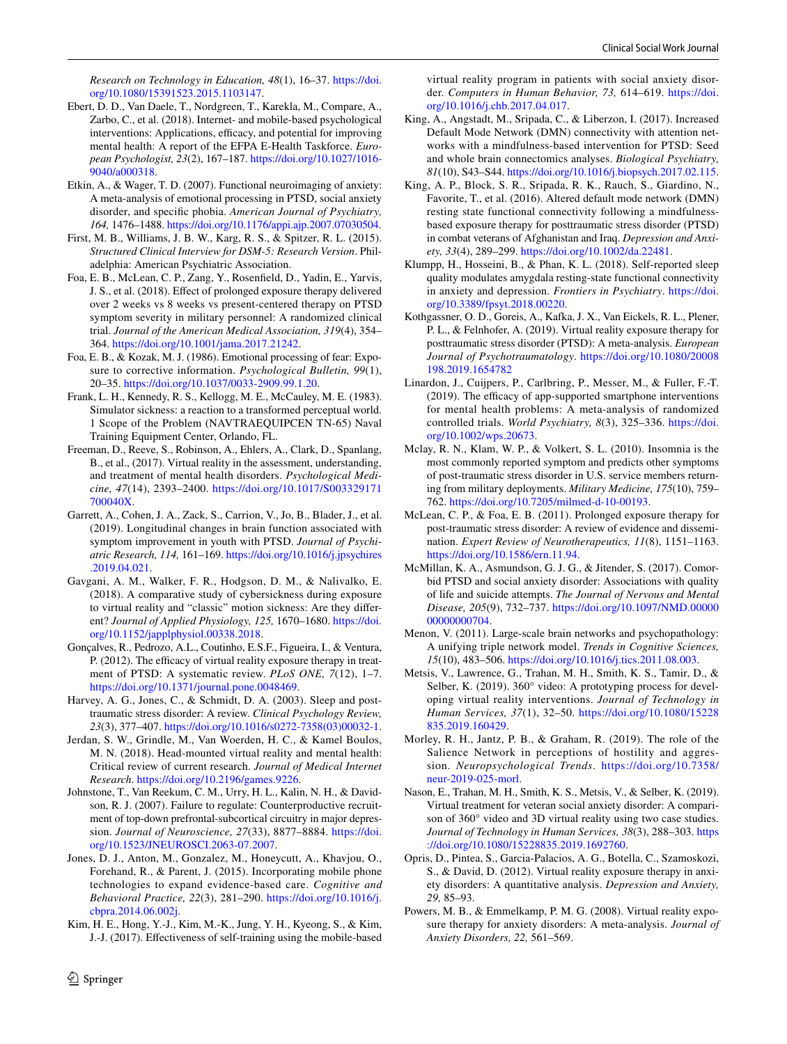*Research on Technology in Education, 48*(1), 16–37. https://doi.org/10.1080/15391523.2015.1103147.

Ebert, D. D., Van Daele, T., Nordgreen, T., Karekla, M., Compare, A., Zarbo, C., et al. (2018). Internet- and mobile-based psychological interventions: Applications, efficacy, and potential for improving mental health: A report of the EFPA E-Health Taskforce. *European Psychologist, 23*(2), 167–187. https://doi.org/10.1027/1016-9040/a000318.

Etkin, A., & Wager, T. D. (2007). Functional neuroimaging of anxiety: A meta-analysis of emotional processing in PTSD, social anxiety disorder, and specific phobia. *American Journal of Psychiatry, 164,* 1476–1488. https://doi.org/10.1176/appi.ajp.2007.07030504.

First, M. B., Williams, J. B. W., Karg, R. S., & Spitzer, R. L. (2015). *Structured Clinical Interview for DSM-5: Research Version*. Philadelphia: American Psychiatric Association.

Foa, E. B., McLean, C. P., Zang, Y., Rosenfield, D., Yadin, E., Yarvis, J. S., et al. (2018). Effect of prolonged exposure therapy delivered over 2 weeks vs 8 weeks vs present-centered therapy on PTSD symptom severity in military personnel: A randomized clinical trial. *Journal of the American Medical Association, 319*(4), 354–364. https://doi.org/10.1001/jama.2017.21242.

Foa, E. B., & Kozak, M. J. (1986). Emotional processing of fear: Exposure to corrective information. *Psychological Bulletin, 99*(1), 20–35. https://doi.org/10.1037/0033-2909.99.1.20.

Frank, L. H., Kennedy, R. S., Kellogg, M. E., McCauley, M. E. (1983). Simulator sickness: a reaction to a transformed perceptual world. 1 Scope of the Problem (NAVTRAEQUIPCEN TN-65) Naval Training Equipment Center, Orlando, FL.

Freeman, D., Reeve, S., Robinson, A., Ehlers, A., Clark, D., Spanlang, B., et al., (2017). Virtual reality in the assessment, understanding, and treatment of mental health disorders. *Psychological Medicine, 47*(14), 2393–2400. https://doi.org/10.1017/S003329171700040X.

Garrett, A., Cohen, J. A., Zack, S., Carrion, V., Jo, B., Blader, J., et al. (2019). Longitudinal changes in brain function associated with symptom improvement in youth with PTSD. *Journal of Psychiatric Research, 114,* 161–169. https://doi.org/10.1016/j.jpsychires.2019.04.021.

Gavgani, A. M., Walker, F. R., Hodgson, D. M., & Nalivalko, E. (2018). A comparative study of cybersickness during exposure to virtual reality and "classic" motion sickness: Are they different? *Journal of Applied Physiology, 125,* 1670–1680. https://doi.org/10.1152/japplphysiol.00338.2018.

Gonçalves, R., Pedrozo, A.L., Coutinho, E.S.F., Figueira, I., & Ventura, P. (2012). The efficacy of virtual reality exposure therapy in treatment of PTSD: A systematic review. *PLoS ONE, 7*(12), 1–7. https://doi.org/10.1371/journal.pone.0048469.

Harvey, A. G., Jones, C., & Schmidt, D. A. (2003). Sleep and posttraumatic stress disorder: A review. *Clinical Psychology Review, 23*(3), 377–407. https://doi.org/10.1016/s0272-7358(03)00032-1.

Jerdan, S. W., Grindle, M., Van Woerden, H. C., & Kamel Boulos, M. N. (2018). Head-mounted virtual reality and mental health: Critical review of current research. *Journal of Medical Internet Research*. https://doi.org/10.2196/games.9226.

Johnstone, T., Van Reekum, C. M., Urry, H. L., Kalin, N. H., & Davidson, R. J. (2007). Failure to regulate: Counterproductive recruitment of top-down prefrontal-subcortical circuitry in major depression. *Journal of Neuroscience, 27*(33), 8877–8884. https://doi.org/10.1523/JNEUROSCI.2063-07.2007.

Jones, D. J., Anton, M., Gonzalez, M., Honeycutt, A., Khavjou, O., Forehand, R., & Parent, J. (2015). Incorporating mobile phone technologies to expand evidence-based care. *Cognitive and Behavioral Practice, 22*(3), 281–290. https://doi.org/10.1016/j.cbpra.2014.06.002j.

Kim, H. E., Hong, Y.-J., Kim, M.-K., Jung, Y. H., Kyeong, S., & Kim, J.-J. (2017). Effectiveness of self-training using the mobile-based virtual reality program in patients with social anxiety disorder. *Computers in Human Behavior, 73,* 614–619. https://doi.org/10.1016/j.chb.2017.04.017.

King, A., Angstadt, M., Sripada, C., & Liberzon, I. (2017). Increased Default Mode Network (DMN) connectivity with attention networks with a mindfulness-based intervention for PTSD: Seed and whole brain connectomics analyses. *Biological Psychiatry, 81*(10), S43–S44. https://doi.org/10.1016/j.biopsych.2017.02.115.

King, A. P., Block, S. R., Sripada, R. K., Rauch, S., Giardino, N., Favorite, T., et al. (2016). Altered default mode network (DMN) resting state functional connectivity following a mindfulness-based exposure therapy for posttraumatic stress disorder (PTSD) in combat veterans of Afghanistan and Iraq. *Depression and Anxiety, 33*(4), 289–299. https://doi.org/10.1002/da.22481.

Klumpp, H., Hosseini, B., & Phan, K. L. (2018). Self-reported sleep quality modulates amygdala resting-state functional connectivity in anxiety and depression. *Frontiers in Psychiatry*. https://doi.org/10.3389/fpsyt.2018.00220.

Kothgassner, O. D., Goreis, A., Kafka, J. X., Van Eickels, R. L., Plener, P. L., & Felnhofer, A. (2019). Virtual reality exposure therapy for posttraumatic stress disorder (PTSD): A meta-analysis. *European Journal of Psychotraumatology*. https://doi.org/10.1080/20008198.2019.1654782

Linardon, J., Cuijpers, P., Carlbring, P., Messer, M., & Fuller, F.-T. (2019). The efficacy of app-supported smartphone interventions for mental health problems: A meta-analysis of randomized controlled trials. *World Psychiatry, 8*(3), 325–336. https://doi.org/10.1002/wps.20673.

Mclay, R. N., Klam, W. P., & Volkert, S. L. (2010). Insomnia is the most commonly reported symptom and predicts other symptoms of post-traumatic stress disorder in U.S. service members returning from military deployments. *Military Medicine, 175*(10), 759–762. https://doi.org/10.7205/milmed-d-10-00193.

McLean, C. P., & Foa, E. B. (2011). Prolonged exposure therapy for post-traumatic stress disorder: A review of evidence and dissemination. *Expert Review of Neurotherapeutics, 11*(8), 1151–1163. https://doi.org/10.1586/ern.11.94.

McMillan, K. A., Asmundson, G. J. G., & Jitender, S. (2017). Comorbid PTSD and social anxiety disorder: Associations with quality of life and suicide attempts. *The Journal of Nervous and Mental Disease, 205*(9), 732–737. https://doi.org/10.1097/NMD.0000000000000704.

Menon, V. (2011). Large-scale brain networks and psychopathology: A unifying triple network model. *Trends in Cognitive Sciences, 15*(10), 483–506. https://doi.org/10.1016/j.tics.2011.08.003.

Metsis, V., Lawrence, G., Trahan, M. H., Smith, K. S., Tamir, D., & Selber, K. (2019). 360° video: A prototyping process for developing virtual reality interventions. *Journal of Technology in Human Services, 37*(1), 32–50. https://doi.org/10.1080/15228835.2019.160429.

Morley, R. H., Jantz, P. B., & Graham, R. (2019). The role of the Salience Network in perceptions of hostility and aggression. *Neuropsychological Trends*. https://doi.org/10.7358/neur-2019-025-morl.

Nason, E., Trahan, M. H., Smith, K. S., Metsis, V., & Selber, K. (2019). Virtual treatment for veteran social anxiety disorder: A comparison of 360° video and 3D virtual reality using two case studies. *Journal of Technology in Human Services, 38*(3), 288–303. https://doi.org/10.1080/15228835.2019.1692760.

Opris, D., Pintea, S., Garcia-Palacios, A. G., Botella, C., Szamoskozi, S., & David, D. (2012). Virtual reality exposure therapy in anxiety disorders: A quantitative analysis. *Depression and Anxiety, 29,* 85–93.

Powers, M. B., & Emmelkamp, P. M. G. (2008). Virtual reality exposure therapy for anxiety disorders: A meta-analysis. *Journal of Anxiety Disorders, 22,* 561–569.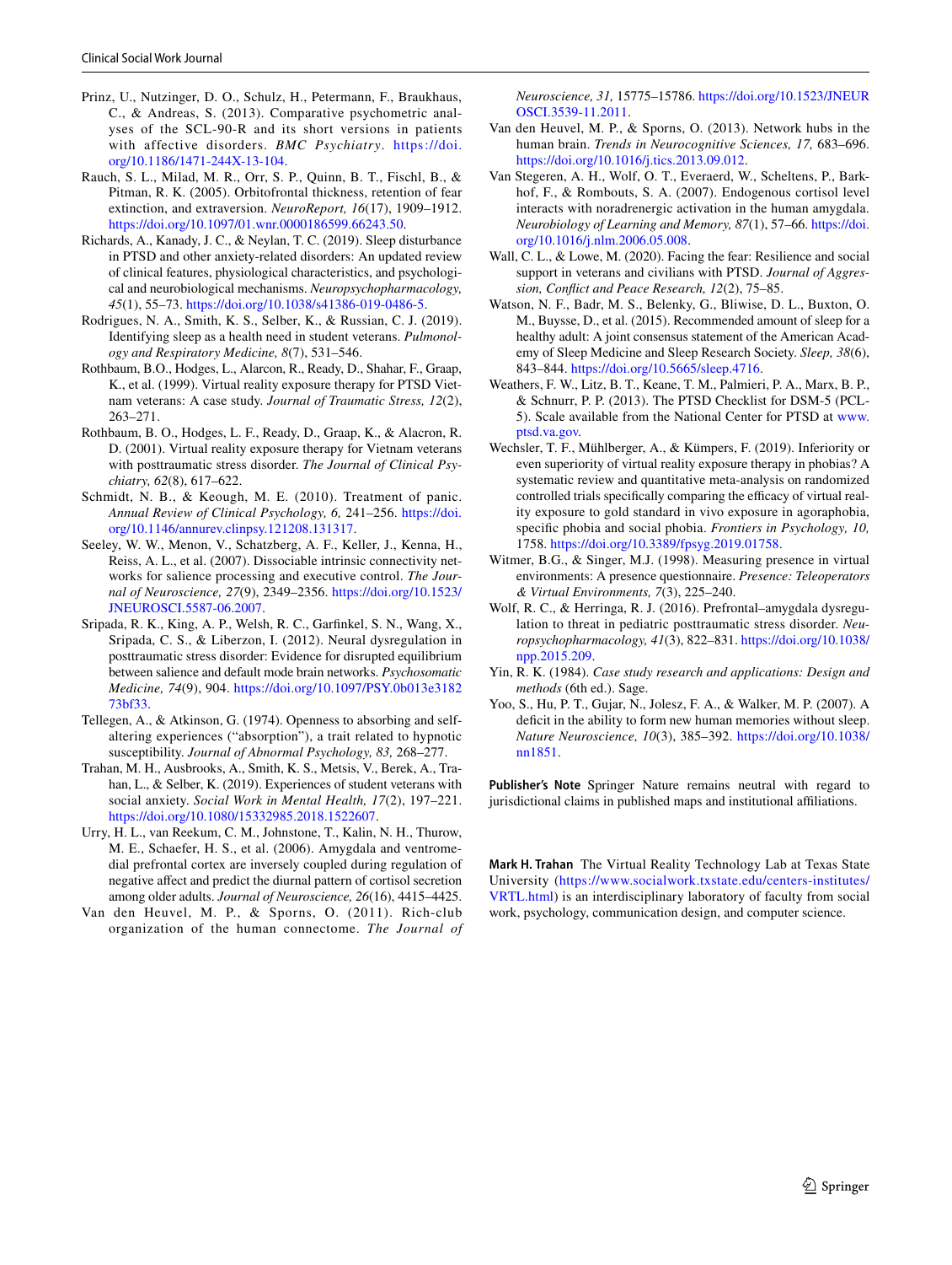Prinz, U., Nutzinger, D. O., Schulz, H., Petermann, F., Braukhaus, C., & Andreas, S. (2013). Comparative psychometric analyses of the SCL-90-R and its short versions in patients with affective disorders. *BMC Psychiatry*. https://doi.org/10.1186/1471-244X-13-104.

Rauch, S. L., Milad, M. R., Orr, S. P., Quinn, B. T., Fischl, B., & Pitman, R. K. (2005). Orbitofrontal thickness, retention of fear extinction, and extraversion. *NeuroReport, 16*(17), 1909–1912. https://doi.org/10.1097/01.wnr.0000186599.66243.50.

Richards, A., Kanady, J. C., & Neylan, T. C. (2019). Sleep disturbance in PTSD and other anxiety-related disorders: An updated review of clinical features, physiological characteristics, and psychological and neurobiological mechanisms. *Neuropsychopharmacology, 45*(1), 55–73. https://doi.org/10.1038/s41386-019-0486-5.

Rodrigues, N. A., Smith, K. S., Selber, K., & Russian, C. J. (2019). Identifying sleep as a health need in student veterans. *Pulmonology and Respiratory Medicine, 8*(7), 531–546.

Rothbaum, B.O., Hodges, L., Alarcon, R., Ready, D., Shahar, F., Graap, K., et al. (1999). Virtual reality exposure therapy for PTSD Vietnam veterans: A case study. *Journal of Traumatic Stress, 12*(2), 263–271.

Rothbaum, B. O., Hodges, L. F., Ready, D., Graap, K., & Alacron, R. D. (2001). Virtual reality exposure therapy for Vietnam veterans with posttraumatic stress disorder. *The Journal of Clinical Psychiatry, 62*(8), 617–622.

Schmidt, N. B., & Keough, M. E. (2010). Treatment of panic. *Annual Review of Clinical Psychology, 6,* 241–256. https://doi.org/10.1146/annurev.clinpsy.121208.131317.

Seeley, W. W., Menon, V., Schatzberg, A. F., Keller, J., Kenna, H., Reiss, A. L., et al. (2007). Dissociable intrinsic connectivity networks for salience processing and executive control. *The Journal of Neuroscience, 27*(9), 2349–2356. https://doi.org/10.1523/JNEUROSCI.5587-06.2007.

Sripada, R. K., King, A. P., Welsh, R. C., Garfinkel, S. N., Wang, X., Sripada, C. S., & Liberzon, I. (2012). Neural dysregulation in posttraumatic stress disorder: Evidence for disrupted equilibrium between salience and default mode brain networks. *Psychosomatic Medicine, 74*(9), 904. https://doi.org/10.1097/PSY.0b013e318273bf33.

Tellegen, A., & Atkinson, G. (1974). Openness to absorbing and self-altering experiences ("absorption"), a trait related to hypnotic susceptibility. *Journal of Abnormal Psychology, 83,* 268–277.

Trahan, M. H., Ausbrooks, A., Smith, K. S., Metsis, V., Berek, A., Trahan, L., & Selber, K. (2019). Experiences of student veterans with social anxiety. *Social Work in Mental Health, 17*(2), 197–221. https://doi.org/10.1080/15332985.2018.1522607.

Urry, H. L., van Reekum, C. M., Johnstone, T., Kalin, N. H., Thurow, M. E., Schaefer, H. S., et al. (2006). Amygdala and ventromedial prefrontal cortex are inversely coupled during regulation of negative affect and predict the diurnal pattern of cortisol secretion among older adults. *Journal of Neuroscience, 26*(16), 4415–4425.

Van den Heuvel, M. P., & Sporns, O. (2011). Rich-club organization of the human connectome. *The Journal of Neuroscience, 31,* 15775–15786. https://doi.org/10.1523/JNEUROSCI.3539-11.2011.

Van den Heuvel, M. P., & Sporns, O. (2013). Network hubs in the human brain. *Trends in Neurocognitive Sciences, 17,* 683–696. https://doi.org/10.1016/j.tics.2013.09.012.

Van Stegeren, A. H., Wolf, O. T., Everaerd, W., Scheltens, P., Barkhof, F., & Rombouts, S. A. (2007). Endogenous cortisol level interacts with noradrenergic activation in the human amygdala. *Neurobiology of Learning and Memory, 87*(1), 57–66. https://doi.org/10.1016/j.nlm.2006.05.008.

Wall, C. L., & Lowe, M. (2020). Facing the fear: Resilience and social support in veterans and civilians with PTSD. *Journal of Aggression, Conflict and Peace Research, 12*(2), 75–85.

Watson, N. F., Badr, M. S., Belenky, G., Bliwise, D. L., Buxton, O. M., Buysse, D., et al. (2015). Recommended amount of sleep for a healthy adult: A joint consensus statement of the American Academy of Sleep Medicine and Sleep Research Society. *Sleep, 38*(6), 843–844. https://doi.org/10.5665/sleep.4716.

Weathers, F. W., Litz, B. T., Keane, T. M., Palmieri, P. A., Marx, B. P., & Schnurr, P. P. (2013). The PTSD Checklist for DSM-5 (PCL-5). Scale available from the National Center for PTSD at www.ptsd.va.gov.

Wechsler, T. F., Mühlberger, A., & Kümpers, F. (2019). Inferiority or even superiority of virtual reality exposure therapy in phobias? A systematic review and quantitative meta-analysis on randomized controlled trials specifically comparing the efficacy of virtual reality exposure to gold standard in vivo exposure in agoraphobia, specific phobia and social phobia. *Frontiers in Psychology, 10,* 1758. https://doi.org/10.3389/fpsyg.2019.01758.

Witmer, B.G., & Singer, M.J. (1998). Measuring presence in virtual environments: A presence questionnaire. *Presence: Teleoperators & Virtual Environments, 7*(3), 225–240.

Wolf, R. C., & Herringa, R. J. (2016). Prefrontal–amygdala dysregulation to threat in pediatric posttraumatic stress disorder. *Neuropsychopharmacology, 41*(3), 822–831. https://doi.org/10.1038/npp.2015.209.

Yin, R. K. (1984). *Case study research and applications: Design and methods* (6th ed.). Sage.

Yoo, S., Hu, P. T., Gujar, N., Jolesz, F. A., & Walker, M. P. (2007). A deficit in the ability to form new human memories without sleep. *Nature Neuroscience, 10*(3), 385–392. https://doi.org/10.1038/nn1851.

**Publisher's Note** Springer Nature remains neutral with regard to jurisdictional claims in published maps and institutional affiliations.

**Mark H. Trahan** The Virtual Reality Technology Lab at Texas State University (https://www.socialwork.txstate.edu/centers-institutes/VRTL.html) is an interdisciplinary laboratory of faculty from social work, psychology, communication design, and computer science.